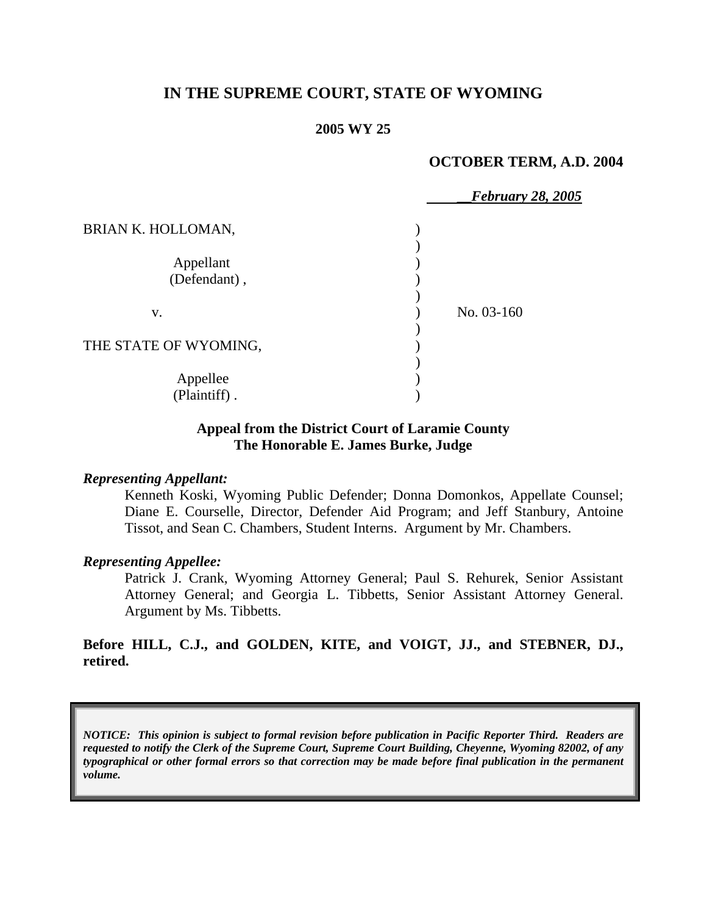# IN THE SUPREME COURT, STATE OF WYOMING

**2005 WY 25**

**OCTOBER TERM, A.D. 2004**

***February 28, 2005***

| | |
|---|---|
| BRIAN K. HOLLOMAN,<br><br>Appellant<br>(Defendant) ,<br><br>v.<br><br>THE STATE OF WYOMING,<br><br>Appellee<br>(Plaintiff) . | No. 03-160 |

**Appeal from the District Court of Laramie County**
**The Honorable E. James Burke, Judge**

***Representing Appellant:***

Kenneth Koski, Wyoming Public Defender; Donna Domonkos, Appellate Counsel; Diane E. Courselle, Director, Defender Aid Program; and Jeff Stanbury, Antoine Tissot, and Sean C. Chambers, Student Interns. Argument by Mr. Chambers.

***Representing Appellee:***

Patrick J. Crank, Wyoming Attorney General; Paul S. Rehurek, Senior Assistant Attorney General; and Georgia L. Tibbetts, Senior Assistant Attorney General. Argument by Ms. Tibbetts.

**Before HILL, C.J., and GOLDEN, KITE, and VOIGT, JJ., and STEBNER, DJ., retired.**

*NOTICE: This opinion is subject to formal revision before publication in Pacific Reporter Third. Readers are requested to notify the Clerk of the Supreme Court, Supreme Court Building, Cheyenne, Wyoming 82002, of any typographical or other formal errors so that correction may be made before final publication in the permanent volume.*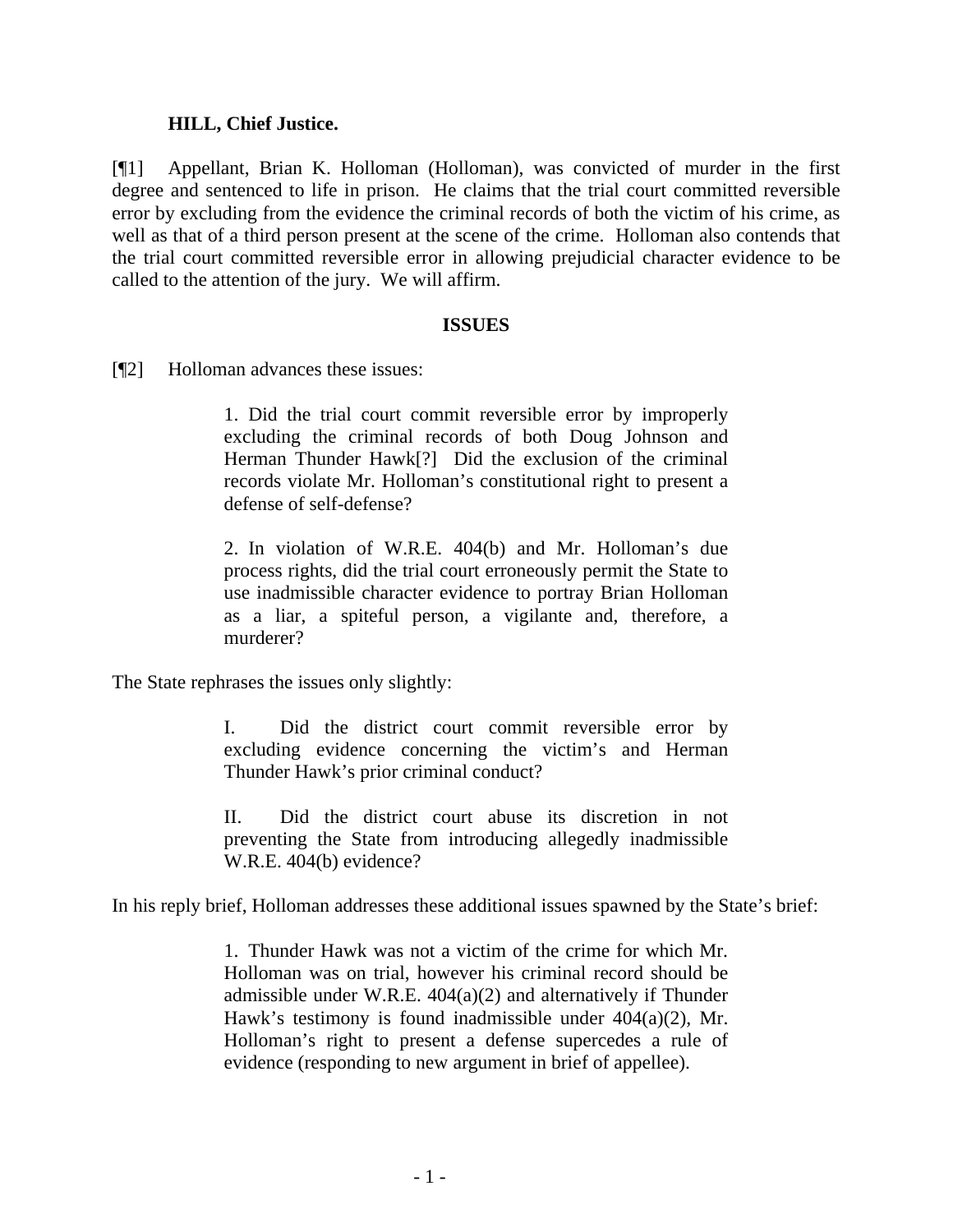**HILL, Chief Justice.**

[¶1] Appellant, Brian K. Holloman (Holloman), was convicted of murder in the first degree and sentenced to life in prison. He claims that the trial court committed reversible error by excluding from the evidence the criminal records of both the victim of his crime, as well as that of a third person present at the scene of the crime. Holloman also contends that the trial court committed reversible error in allowing prejudicial character evidence to be called to the attention of the jury. We will affirm.

**ISSUES**

[¶2] Holloman advances these issues:

> 1. Did the trial court commit reversible error by improperly excluding the criminal records of both Doug Johnson and Herman Thunder Hawk[?] Did the exclusion of the criminal records violate Mr. Holloman's constitutional right to present a defense of self-defense?
>
> 2. In violation of W.R.E. 404(b) and Mr. Holloman's due process rights, did the trial court erroneously permit the State to use inadmissible character evidence to portray Brian Holloman as a liar, a spiteful person, a vigilante and, therefore, a murderer?

The State rephrases the issues only slightly:

> I. Did the district court commit reversible error by excluding evidence concerning the victim's and Herman Thunder Hawk's prior criminal conduct?
>
> II. Did the district court abuse its discretion in not preventing the State from introducing allegedly inadmissible W.R.E. 404(b) evidence?

In his reply brief, Holloman addresses these additional issues spawned by the State's brief:

> 1. Thunder Hawk was not a victim of the crime for which Mr. Holloman was on trial, however his criminal record should be admissible under W.R.E. 404(a)(2) and alternatively if Thunder Hawk's testimony is found inadmissible under 404(a)(2), Mr. Holloman's right to present a defense supercedes a rule of evidence (responding to new argument in brief of appellee).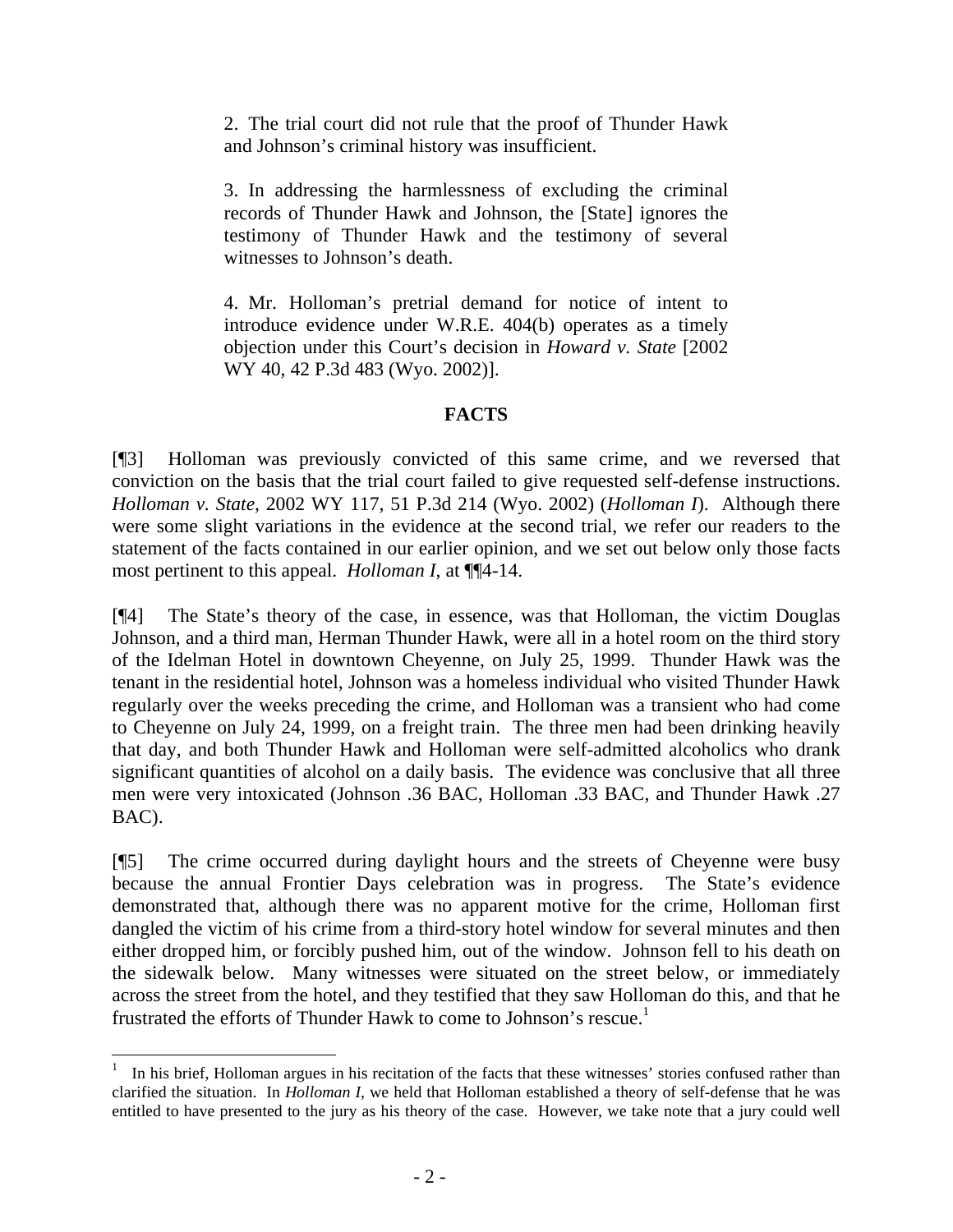> 2. The trial court did not rule that the proof of Thunder Hawk and Johnson's criminal history was insufficient.
>
> 3. In addressing the harmlessness of excluding the criminal records of Thunder Hawk and Johnson, the [State] ignores the testimony of Thunder Hawk and the testimony of several witnesses to Johnson's death.
>
> 4. Mr. Holloman's pretrial demand for notice of intent to introduce evidence under W.R.E. 404(b) operates as a timely objection under this Court's decision in *Howard v. State* [2002 WY 40, 42 P.3d 483 (Wyo. 2002)].

**FACTS**

[¶3] Holloman was previously convicted of this same crime, and we reversed that conviction on the basis that the trial court failed to give requested self-defense instructions. *Holloman v. State*, 2002 WY 117, 51 P.3d 214 (Wyo. 2002) (*Holloman I*). Although there were some slight variations in the evidence at the second trial, we refer our readers to the statement of the facts contained in our earlier opinion, and we set out below only those facts most pertinent to this appeal. *Holloman I*, at ¶¶4-14.

[¶4] The State's theory of the case, in essence, was that Holloman, the victim Douglas Johnson, and a third man, Herman Thunder Hawk, were all in a hotel room on the third story of the Idelman Hotel in downtown Cheyenne, on July 25, 1999. Thunder Hawk was the tenant in the residential hotel, Johnson was a homeless individual who visited Thunder Hawk regularly over the weeks preceding the crime, and Holloman was a transient who had come to Cheyenne on July 24, 1999, on a freight train. The three men had been drinking heavily that day, and both Thunder Hawk and Holloman were self-admitted alcoholics who drank significant quantities of alcohol on a daily basis. The evidence was conclusive that all three men were very intoxicated (Johnson .36 BAC, Holloman .33 BAC, and Thunder Hawk .27 BAC).

[¶5] The crime occurred during daylight hours and the streets of Cheyenne were busy because the annual Frontier Days celebration was in progress. The State's evidence demonstrated that, although there was no apparent motive for the crime, Holloman first dangled the victim of his crime from a third-story hotel window for several minutes and then either dropped him, or forcibly pushed him, out of the window. Johnson fell to his death on the sidewalk below. Many witnesses were situated on the street below, or immediately across the street from the hotel, and they testified that they saw Holloman do this, and that he frustrated the efforts of Thunder Hawk to come to Johnson's rescue.[1]

---

[1] In his brief, Holloman argues in his recitation of the facts that these witnesses' stories confused rather than clarified the situation. In *Holloman I*, we held that Holloman established a theory of self-defense that he was entitled to have presented to the jury as his theory of the case. However, we take note that a jury could well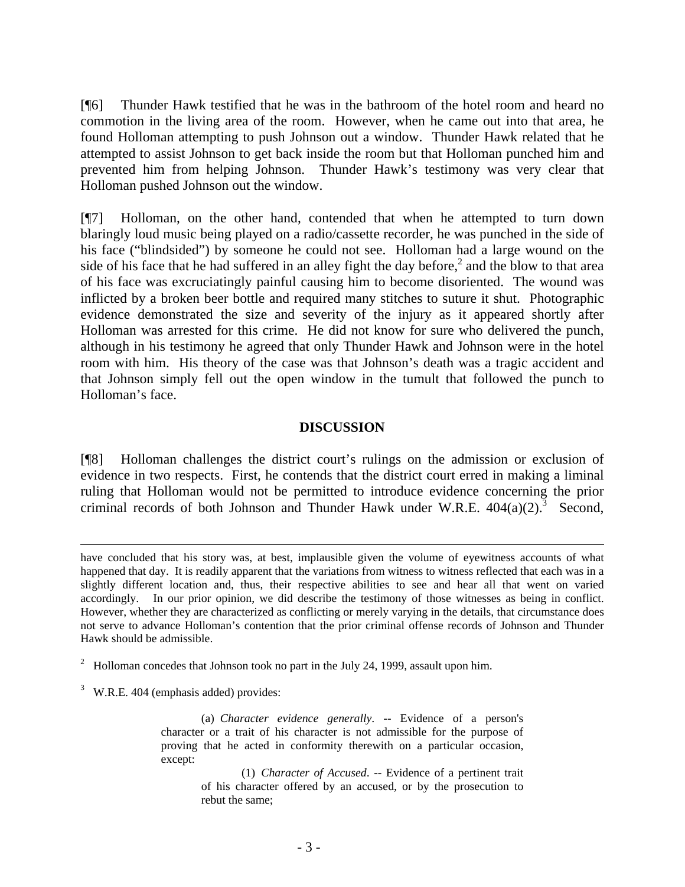[¶6] Thunder Hawk testified that he was in the bathroom of the hotel room and heard no commotion in the living area of the room. However, when he came out into that area, he found Holloman attempting to push Johnson out a window. Thunder Hawk related that he attempted to assist Johnson to get back inside the room but that Holloman punched him and prevented him from helping Johnson. Thunder Hawk's testimony was very clear that Holloman pushed Johnson out the window.

[¶7] Holloman, on the other hand, contended that when he attempted to turn down blaringly loud music being played on a radio/cassette recorder, he was punched in the side of his face ("blindsided") by someone he could not see. Holloman had a large wound on the side of his face that he had suffered in an alley fight the day before,[2] and the blow to that area of his face was excruciatingly painful causing him to become disoriented. The wound was inflicted by a broken beer bottle and required many stitches to suture it shut. Photographic evidence demonstrated the size and severity of the injury as it appeared shortly after Holloman was arrested for this crime. He did not know for sure who delivered the punch, although in his testimony he agreed that only Thunder Hawk and Johnson were in the hotel room with him. His theory of the case was that Johnson's death was a tragic accident and that Johnson simply fell out the open window in the tumult that followed the punch to Holloman's face.

## DISCUSSION

[¶8] Holloman challenges the district court's rulings on the admission or exclusion of evidence in two respects. First, he contends that the district court erred in making a liminal ruling that Holloman would not be permitted to introduce evidence concerning the prior criminal records of both Johnson and Thunder Hawk under W.R.E. 404(a)(2).[3] Second,

---

have concluded that his story was, at best, implausible given the volume of eyewitness accounts of what happened that day. It is readily apparent that the variations from witness to witness reflected that each was in a slightly different location and, thus, their respective abilities to see and hear all that went on varied accordingly. In our prior opinion, we did describe the testimony of those witnesses as being in conflict. However, whether they are characterized as conflicting or merely varying in the details, that circumstance does not serve to advance Holloman's contention that the prior criminal offense records of Johnson and Thunder Hawk should be admissible.

[2] Holloman concedes that Johnson took no part in the July 24, 1999, assault upon him.

[3] W.R.E. 404 (emphasis added) provides:

> (a) *Character evidence generally*. -- Evidence of a person's character or a trait of his character is not admissible for the purpose of proving that he acted in conformity therewith on a particular occasion, except:
>
> > (1) *Character of Accused*. -- Evidence of a pertinent trait of his character offered by an accused, or by the prosecution to rebut the same;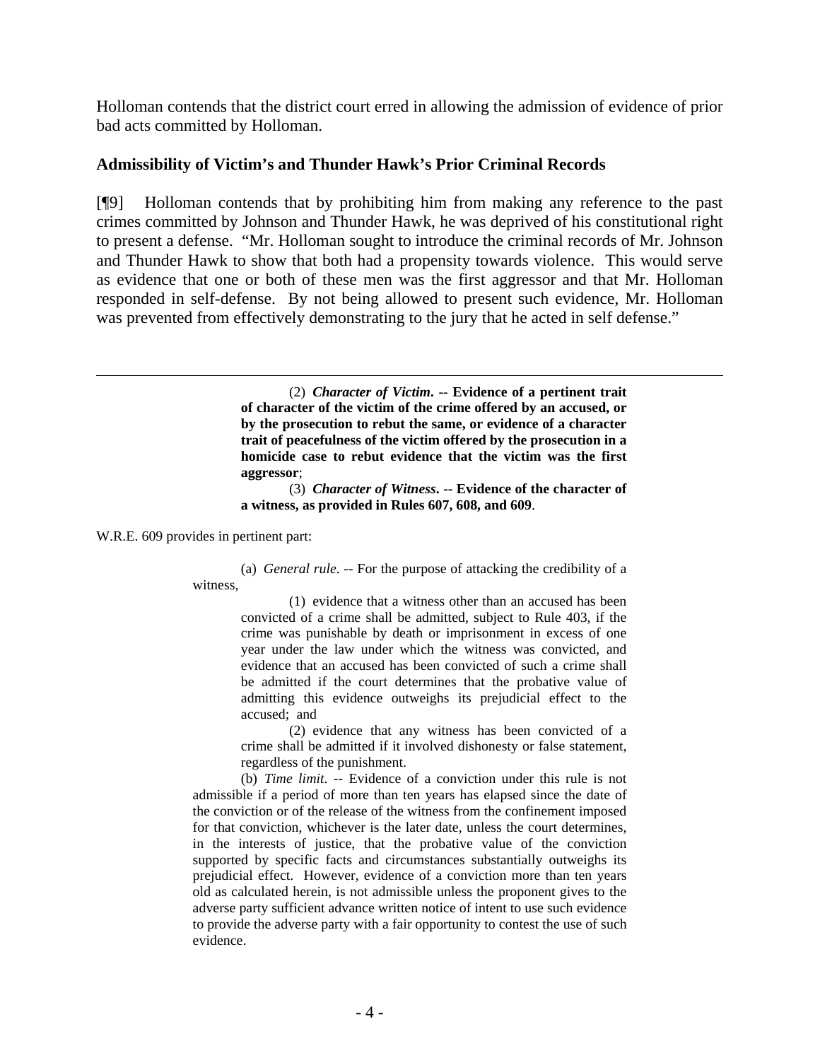Holloman contends that the district court erred in allowing the admission of evidence of prior bad acts committed by Holloman.

### Admissibility of Victim's and Thunder Hawk's Prior Criminal Records

[¶9] Holloman contends that by prohibiting him from making any reference to the past crimes committed by Johnson and Thunder Hawk, he was deprived of his constitutional right to present a defense. "Mr. Holloman sought to introduce the criminal records of Mr. Johnson and Thunder Hawk to show that both had a propensity towards violence. This would serve as evidence that one or both of these men was the first aggressor and that Mr. Holloman responded in self-defense. By not being allowed to present such evidence, Mr. Holloman was prevented from effectively demonstrating to the jury that he acted in self defense."

---

> (2) ***Character of Victim*. -- Evidence of a pertinent trait of character of the victim of the crime offered by an accused, or by the prosecution to rebut the same, or evidence of a character trait of peacefulness of the victim offered by the prosecution in a homicide case to rebut evidence that the victim was the first aggressor**;
>
> (3) ***Character of Witness*. -- Evidence of the character of a witness, as provided in Rules 607, 608, and 609**.

W.R.E. 609 provides in pertinent part:

> (a) *General rule*. -- For the purpose of attacking the credibility of a witness,
>
> (1) evidence that a witness other than an accused has been convicted of a crime shall be admitted, subject to Rule 403, if the crime was punishable by death or imprisonment in excess of one year under the law under which the witness was convicted, and evidence that an accused has been convicted of such a crime shall be admitted if the court determines that the probative value of admitting this evidence outweighs its prejudicial effect to the accused; and
>
> (2) evidence that any witness has been convicted of a crime shall be admitted if it involved dishonesty or false statement, regardless of the punishment.
>
> (b) *Time limit*. -- Evidence of a conviction under this rule is not admissible if a period of more than ten years has elapsed since the date of the conviction or of the release of the witness from the confinement imposed for that conviction, whichever is the later date, unless the court determines, in the interests of justice, that the probative value of the conviction supported by specific facts and circumstances substantially outweighs its prejudicial effect. However, evidence of a conviction more than ten years old as calculated herein, is not admissible unless the proponent gives to the adverse party sufficient advance written notice of intent to use such evidence to provide the adverse party with a fair opportunity to contest the use of such evidence.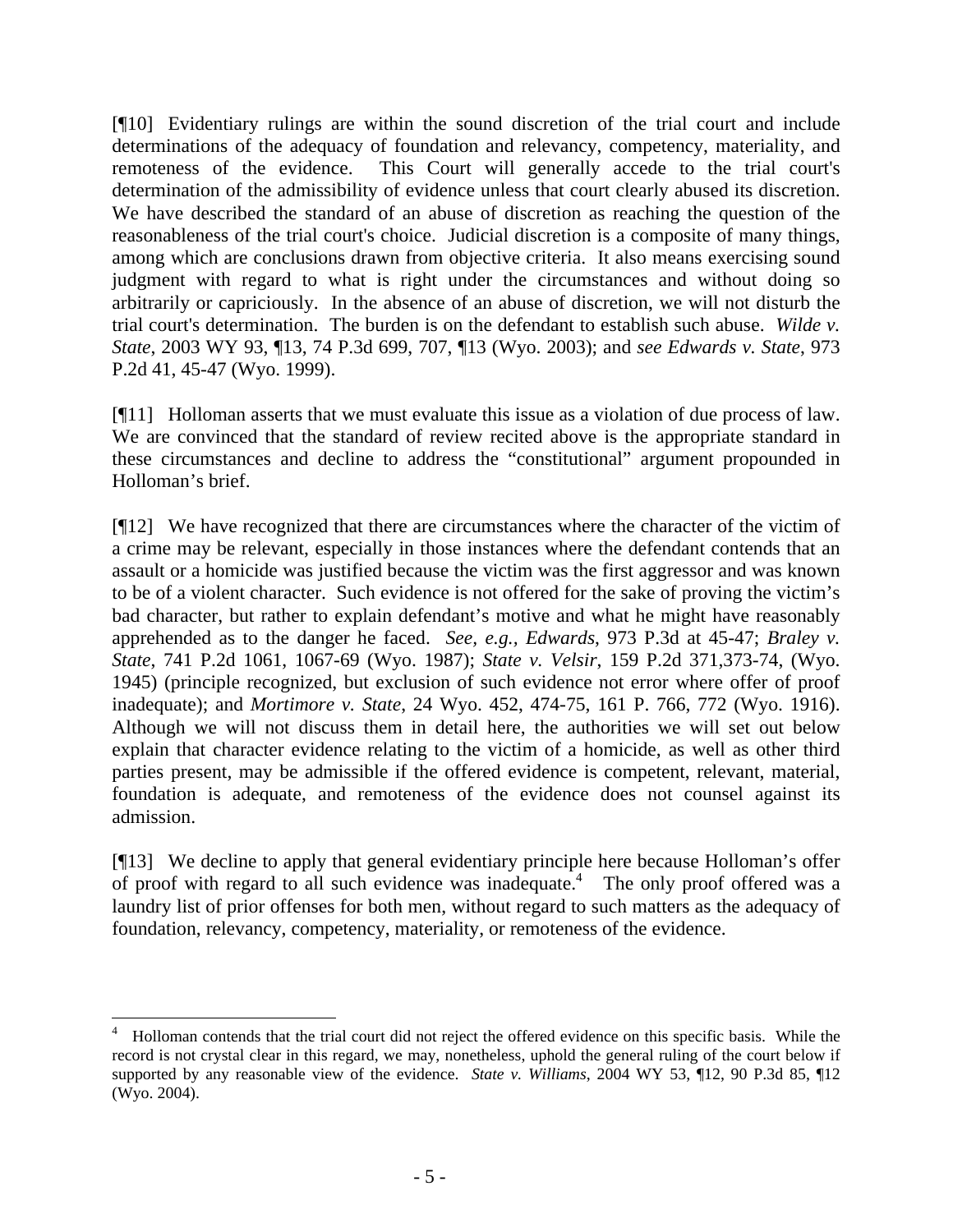[¶10] Evidentiary rulings are within the sound discretion of the trial court and include determinations of the adequacy of foundation and relevancy, competency, materiality, and remoteness of the evidence. This Court will generally accede to the trial court's determination of the admissibility of evidence unless that court clearly abused its discretion. We have described the standard of an abuse of discretion as reaching the question of the reasonableness of the trial court's choice. Judicial discretion is a composite of many things, among which are conclusions drawn from objective criteria. It also means exercising sound judgment with regard to what is right under the circumstances and without doing so arbitrarily or capriciously. In the absence of an abuse of discretion, we will not disturb the trial court's determination. The burden is on the defendant to establish such abuse. *Wilde v. State*, 2003 WY 93, ¶13, 74 P.3d 699, 707, ¶13 (Wyo. 2003); and *see Edwards v. State*, 973 P.2d 41, 45-47 (Wyo. 1999).

[¶11] Holloman asserts that we must evaluate this issue as a violation of due process of law. We are convinced that the standard of review recited above is the appropriate standard in these circumstances and decline to address the "constitutional" argument propounded in Holloman's brief.

[¶12] We have recognized that there are circumstances where the character of the victim of a crime may be relevant, especially in those instances where the defendant contends that an assault or a homicide was justified because the victim was the first aggressor and was known to be of a violent character. Such evidence is not offered for the sake of proving the victim's bad character, but rather to explain defendant's motive and what he might have reasonably apprehended as to the danger he faced. *See, e.g., Edwards*, 973 P.3d at 45-47; *Braley v. State*, 741 P.2d 1061, 1067-69 (Wyo. 1987); *State v. Velsir*, 159 P.2d 371,373-74, (Wyo. 1945) (principle recognized, but exclusion of such evidence not error where offer of proof inadequate); and *Mortimore v. State*, 24 Wyo. 452, 474-75, 161 P. 766, 772 (Wyo. 1916). Although we will not discuss them in detail here, the authorities we will set out below explain that character evidence relating to the victim of a homicide, as well as other third parties present, may be admissible if the offered evidence is competent, relevant, material, foundation is adequate, and remoteness of the evidence does not counsel against its admission.

[¶13] We decline to apply that general evidentiary principle here because Holloman's offer of proof with regard to all such evidence was inadequate.[4] The only proof offered was a laundry list of prior offenses for both men, without regard to such matters as the adequacy of foundation, relevancy, competency, materiality, or remoteness of the evidence.

---

[4] Holloman contends that the trial court did not reject the offered evidence on this specific basis. While the record is not crystal clear in this regard, we may, nonetheless, uphold the general ruling of the court below if supported by any reasonable view of the evidence. *State v. Williams*, 2004 WY 53, ¶12, 90 P.3d 85, ¶12 (Wyo. 2004).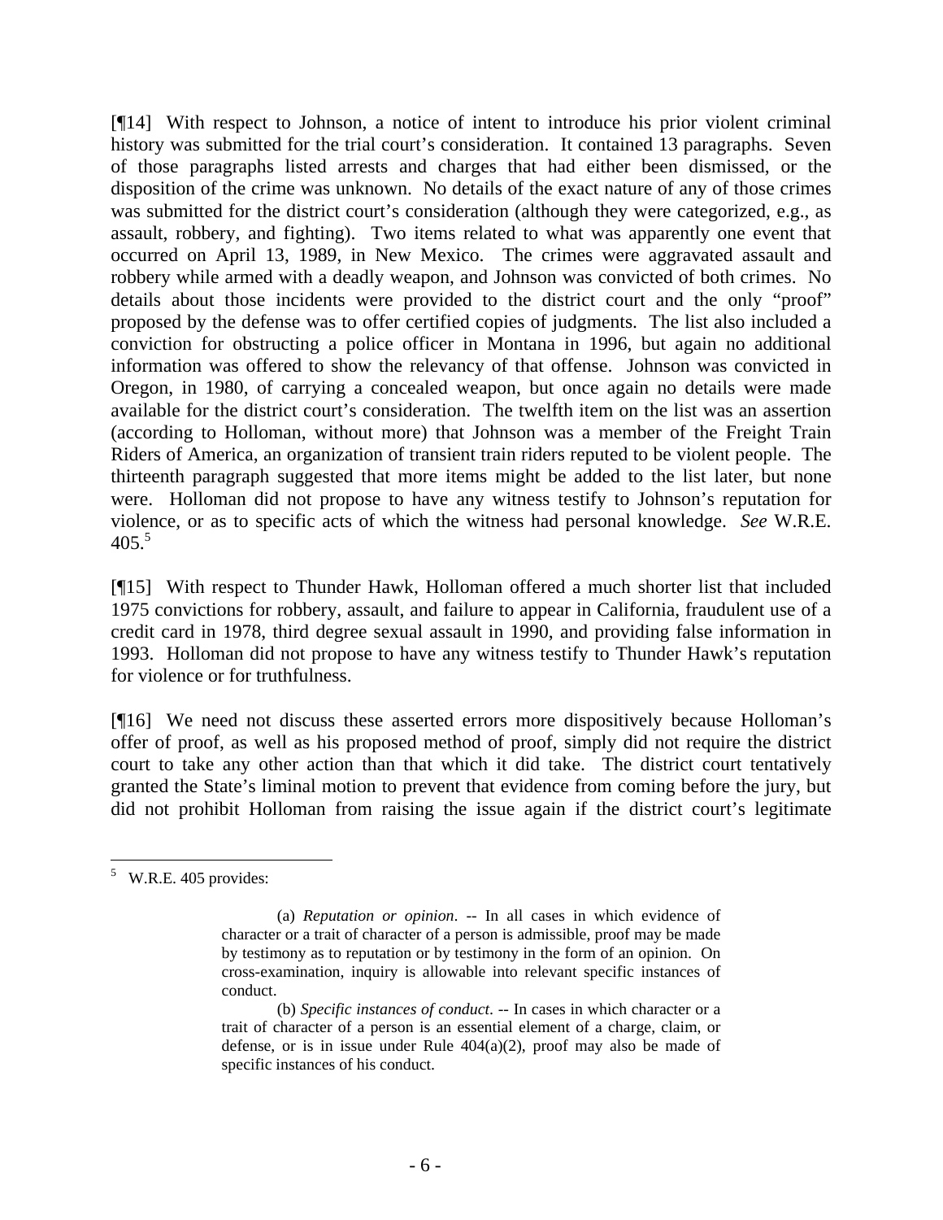[¶14] With respect to Johnson, a notice of intent to introduce his prior violent criminal history was submitted for the trial court's consideration. It contained 13 paragraphs. Seven of those paragraphs listed arrests and charges that had either been dismissed, or the disposition of the crime was unknown. No details of the exact nature of any of those crimes was submitted for the district court's consideration (although they were categorized, e.g., as assault, robbery, and fighting). Two items related to what was apparently one event that occurred on April 13, 1989, in New Mexico. The crimes were aggravated assault and robbery while armed with a deadly weapon, and Johnson was convicted of both crimes. No details about those incidents were provided to the district court and the only "proof" proposed by the defense was to offer certified copies of judgments. The list also included a conviction for obstructing a police officer in Montana in 1996, but again no additional information was offered to show the relevancy of that offense. Johnson was convicted in Oregon, in 1980, of carrying a concealed weapon, but once again no details were made available for the district court's consideration. The twelfth item on the list was an assertion (according to Holloman, without more) that Johnson was a member of the Freight Train Riders of America, an organization of transient train riders reputed to be violent people. The thirteenth paragraph suggested that more items might be added to the list later, but none were. Holloman did not propose to have any witness testify to Johnson's reputation for violence, or as to specific acts of which the witness had personal knowledge. *See* W.R.E. 405.[5]

[¶15] With respect to Thunder Hawk, Holloman offered a much shorter list that included 1975 convictions for robbery, assault, and failure to appear in California, fraudulent use of a credit card in 1978, third degree sexual assault in 1990, and providing false information in 1993. Holloman did not propose to have any witness testify to Thunder Hawk's reputation for violence or for truthfulness.

[¶16] We need not discuss these asserted errors more dispositively because Holloman's offer of proof, as well as his proposed method of proof, simply did not require the district court to take any other action than that which it did take. The district court tentatively granted the State's liminal motion to prevent that evidence from coming before the jury, but did not prohibit Holloman from raising the issue again if the district court's legitimate

---

[5] W.R.E. 405 provides:

> (a) *Reputation or opinion*. -- In all cases in which evidence of character or a trait of character of a person is admissible, proof may be made by testimony as to reputation or by testimony in the form of an opinion. On cross-examination, inquiry is allowable into relevant specific instances of conduct.
>
> (b) *Specific instances of conduct*. -- In cases in which character or a trait of character of a person is an essential element of a charge, claim, or defense, or is in issue under Rule 404(a)(2), proof may also be made of specific instances of his conduct.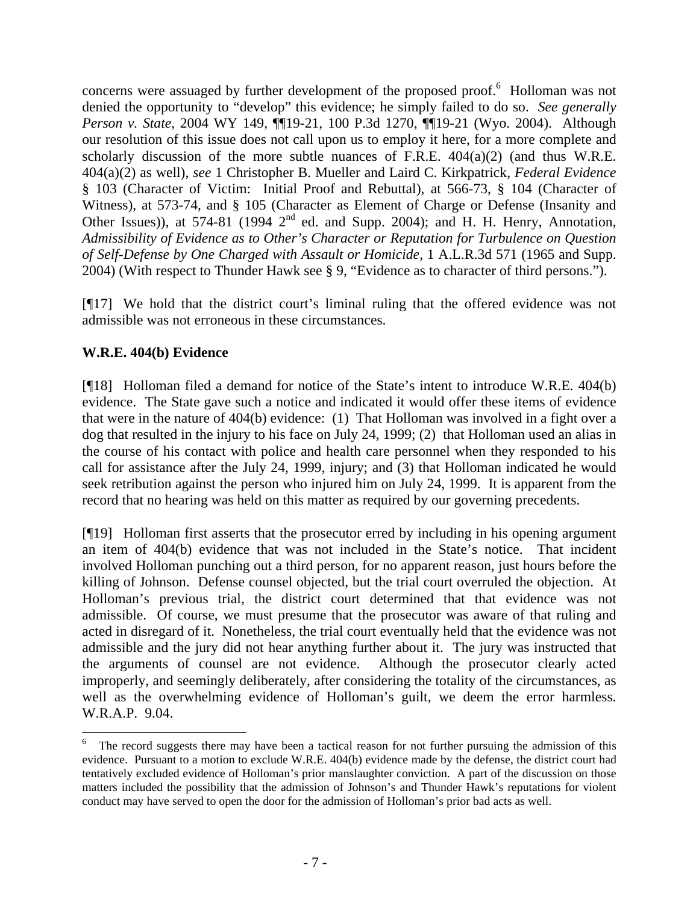concerns were assuaged by further development of the proposed proof.[6] Holloman was not denied the opportunity to "develop" this evidence; he simply failed to do so. *See generally Person v. State*, 2004 WY 149, ¶¶19-21, 100 P.3d 1270, ¶¶19-21 (Wyo. 2004). Although our resolution of this issue does not call upon us to employ it here, for a more complete and scholarly discussion of the more subtle nuances of F.R.E. 404(a)(2) (and thus W.R.E. 404(a)(2) as well), *see* 1 Christopher B. Mueller and Laird C. Kirkpatrick, *Federal Evidence* § 103 (Character of Victim: Initial Proof and Rebuttal), at 566-73, § 104 (Character of Witness), at 573-74, and § 105 (Character as Element of Charge or Defense (Insanity and Other Issues)), at 574-81 (1994 2nd ed. and Supp. 2004); and H. H. Henry, Annotation, *Admissibility of Evidence as to Other's Character or Reputation for Turbulence on Question of Self-Defense by One Charged with Assault or Homicide*, 1 A.L.R.3d 571 (1965 and Supp. 2004) (With respect to Thunder Hawk see § 9, "Evidence as to character of third persons.").

[¶17] We hold that the district court's liminal ruling that the offered evidence was not admissible was not erroneous in these circumstances.

### W.R.E. 404(b) Evidence

[¶18] Holloman filed a demand for notice of the State's intent to introduce W.R.E. 404(b) evidence. The State gave such a notice and indicated it would offer these items of evidence that were in the nature of 404(b) evidence: (1) That Holloman was involved in a fight over a dog that resulted in the injury to his face on July 24, 1999; (2) that Holloman used an alias in the course of his contact with police and health care personnel when they responded to his call for assistance after the July 24, 1999, injury; and (3) that Holloman indicated he would seek retribution against the person who injured him on July 24, 1999. It is apparent from the record that no hearing was held on this matter as required by our governing precedents.

[¶19] Holloman first asserts that the prosecutor erred by including in his opening argument an item of 404(b) evidence that was not included in the State's notice. That incident involved Holloman punching out a third person, for no apparent reason, just hours before the killing of Johnson. Defense counsel objected, but the trial court overruled the objection. At Holloman's previous trial, the district court determined that that evidence was not admissible. Of course, we must presume that the prosecutor was aware of that ruling and acted in disregard of it. Nonetheless, the trial court eventually held that the evidence was not admissible and the jury did not hear anything further about it. The jury was instructed that the arguments of counsel are not evidence. Although the prosecutor clearly acted improperly, and seemingly deliberately, after considering the totality of the circumstances, as well as the overwhelming evidence of Holloman's guilt, we deem the error harmless. W.R.A.P. 9.04.

---

[6] The record suggests there may have been a tactical reason for not further pursuing the admission of this evidence. Pursuant to a motion to exclude W.R.E. 404(b) evidence made by the defense, the district court had tentatively excluded evidence of Holloman's prior manslaughter conviction. A part of the discussion on those matters included the possibility that the admission of Johnson's and Thunder Hawk's reputations for violent conduct may have served to open the door for the admission of Holloman's prior bad acts as well.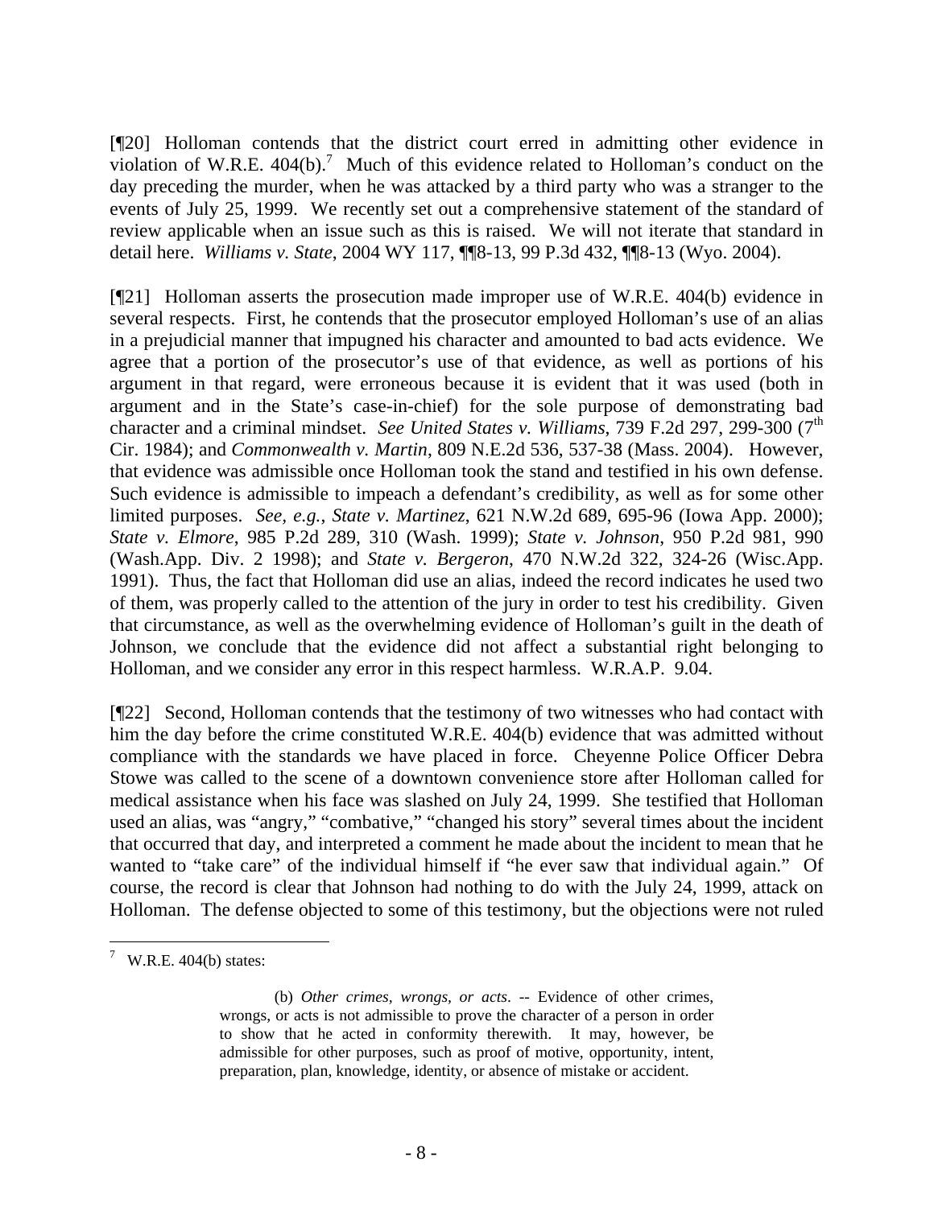[¶20] Holloman contends that the district court erred in admitting other evidence in violation of W.R.E. 404(b).[7] Much of this evidence related to Holloman's conduct on the day preceding the murder, when he was attacked by a third party who was a stranger to the events of July 25, 1999. We recently set out a comprehensive statement of the standard of review applicable when an issue such as this is raised. We will not iterate that standard in detail here. *Williams v. State*, 2004 WY 117, ¶¶8-13, 99 P.3d 432, ¶¶8-13 (Wyo. 2004).

[¶21] Holloman asserts the prosecution made improper use of W.R.E. 404(b) evidence in several respects. First, he contends that the prosecutor employed Holloman's use of an alias in a prejudicial manner that impugned his character and amounted to bad acts evidence. We agree that a portion of the prosecutor's use of that evidence, as well as portions of his argument in that regard, were erroneous because it is evident that it was used (both in argument and in the State's case-in-chief) for the sole purpose of demonstrating bad character and a criminal mindset. *See United States v. Williams*, 739 F.2d 297, 299-300 (7th Cir. 1984); and *Commonwealth v. Martin*, 809 N.E.2d 536, 537-38 (Mass. 2004). However, that evidence was admissible once Holloman took the stand and testified in his own defense. Such evidence is admissible to impeach a defendant's credibility, as well as for some other limited purposes. *See, e.g.*, *State v. Martinez*, 621 N.W.2d 689, 695-96 (Iowa App. 2000); *State v. Elmore*, 985 P.2d 289, 310 (Wash. 1999); *State v. Johnson*, 950 P.2d 981, 990 (Wash.App. Div. 2 1998); and *State v. Bergeron*, 470 N.W.2d 322, 324-26 (Wisc.App. 1991). Thus, the fact that Holloman did use an alias, indeed the record indicates he used two of them, was properly called to the attention of the jury in order to test his credibility. Given that circumstance, as well as the overwhelming evidence of Holloman's guilt in the death of Johnson, we conclude that the evidence did not affect a substantial right belonging to Holloman, and we consider any error in this respect harmless. W.R.A.P. 9.04.

[¶22] Second, Holloman contends that the testimony of two witnesses who had contact with him the day before the crime constituted W.R.E. 404(b) evidence that was admitted without compliance with the standards we have placed in force. Cheyenne Police Officer Debra Stowe was called to the scene of a downtown convenience store after Holloman called for medical assistance when his face was slashed on July 24, 1999. She testified that Holloman used an alias, was "angry," "combative," "changed his story" several times about the incident that occurred that day, and interpreted a comment he made about the incident to mean that he wanted to "take care" of the individual himself if "he ever saw that individual again." Of course, the record is clear that Johnson had nothing to do with the July 24, 1999, attack on Holloman. The defense objected to some of this testimony, but the objections were not ruled

---

[7] W.R.E. 404(b) states:

> (b) *Other crimes, wrongs, or acts*. -- Evidence of other crimes, wrongs, or acts is not admissible to prove the character of a person in order to show that he acted in conformity therewith. It may, however, be admissible for other purposes, such as proof of motive, opportunity, intent, preparation, plan, knowledge, identity, or absence of mistake or accident.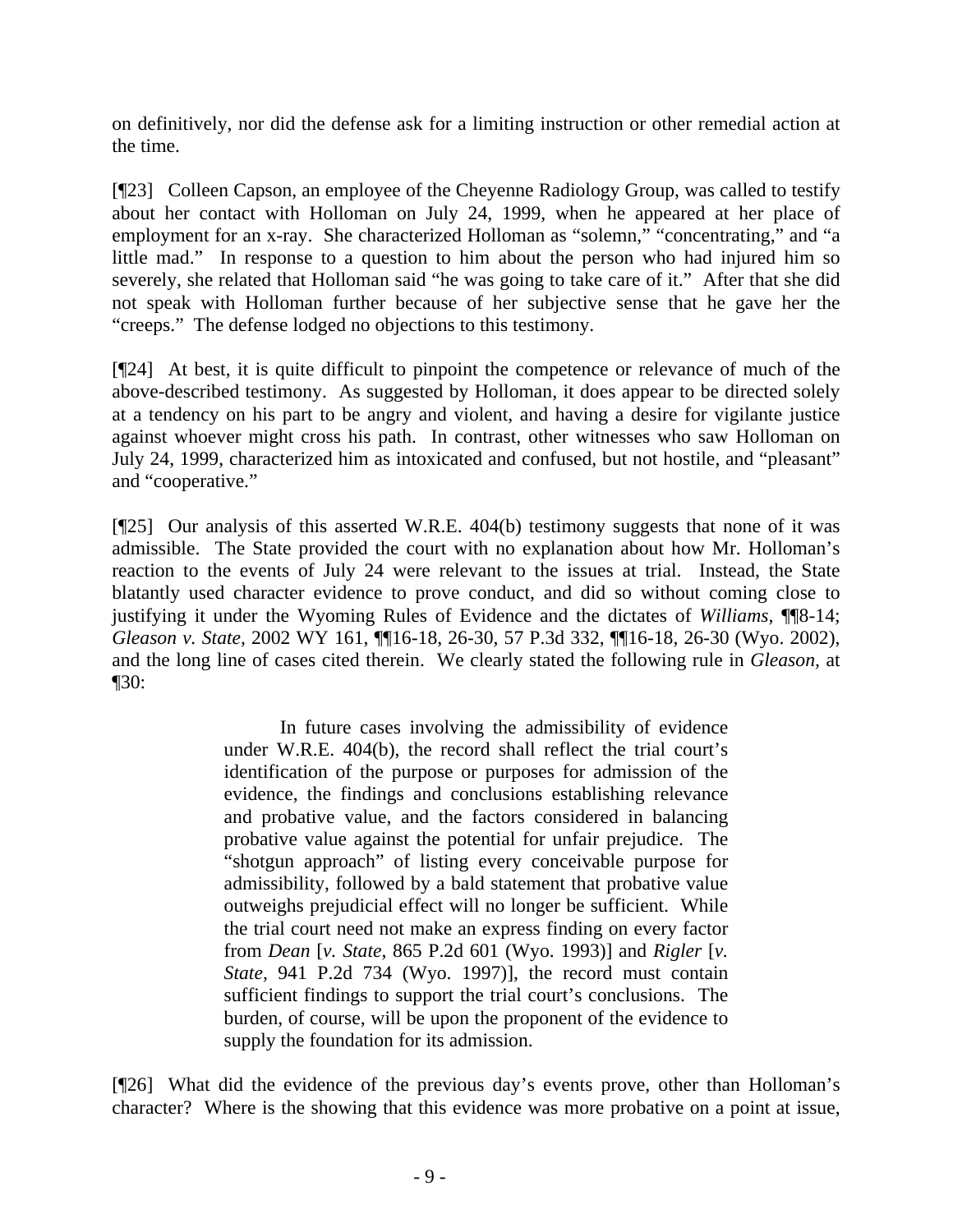on definitively, nor did the defense ask for a limiting instruction or other remedial action at the time.

[¶23] Colleen Capson, an employee of the Cheyenne Radiology Group, was called to testify about her contact with Holloman on July 24, 1999, when he appeared at her place of employment for an x-ray. She characterized Holloman as "solemn," "concentrating," and "a little mad." In response to a question to him about the person who had injured him so severely, she related that Holloman said "he was going to take care of it." After that she did not speak with Holloman further because of her subjective sense that he gave her the "creeps." The defense lodged no objections to this testimony.

[¶24] At best, it is quite difficult to pinpoint the competence or relevance of much of the above-described testimony. As suggested by Holloman, it does appear to be directed solely at a tendency on his part to be angry and violent, and having a desire for vigilante justice against whoever might cross his path. In contrast, other witnesses who saw Holloman on July 24, 1999, characterized him as intoxicated and confused, but not hostile, and "pleasant" and "cooperative."

[¶25] Our analysis of this asserted W.R.E. 404(b) testimony suggests that none of it was admissible. The State provided the court with no explanation about how Mr. Holloman's reaction to the events of July 24 were relevant to the issues at trial. Instead, the State blatantly used character evidence to prove conduct, and did so without coming close to justifying it under the Wyoming Rules of Evidence and the dictates of *Williams*, ¶¶8-14; *Gleason v. State*, 2002 WY 161, ¶¶16-18, 26-30, 57 P.3d 332, ¶¶16-18, 26-30 (Wyo. 2002), and the long line of cases cited therein. We clearly stated the following rule in *Gleason*, at ¶30:

> In future cases involving the admissibility of evidence under W.R.E. 404(b), the record shall reflect the trial court's identification of the purpose or purposes for admission of the evidence, the findings and conclusions establishing relevance and probative value, and the factors considered in balancing probative value against the potential for unfair prejudice. The "shotgun approach" of listing every conceivable purpose for admissibility, followed by a bald statement that probative value outweighs prejudicial effect will no longer be sufficient. While the trial court need not make an express finding on every factor from *Dean* [*v. State*, 865 P.2d 601 (Wyo. 1993)] and *Rigler* [*v. State*, 941 P.2d 734 (Wyo. 1997)], the record must contain sufficient findings to support the trial court's conclusions. The burden, of course, will be upon the proponent of the evidence to supply the foundation for its admission.

[¶26] What did the evidence of the previous day's events prove, other than Holloman's character? Where is the showing that this evidence was more probative on a point at issue,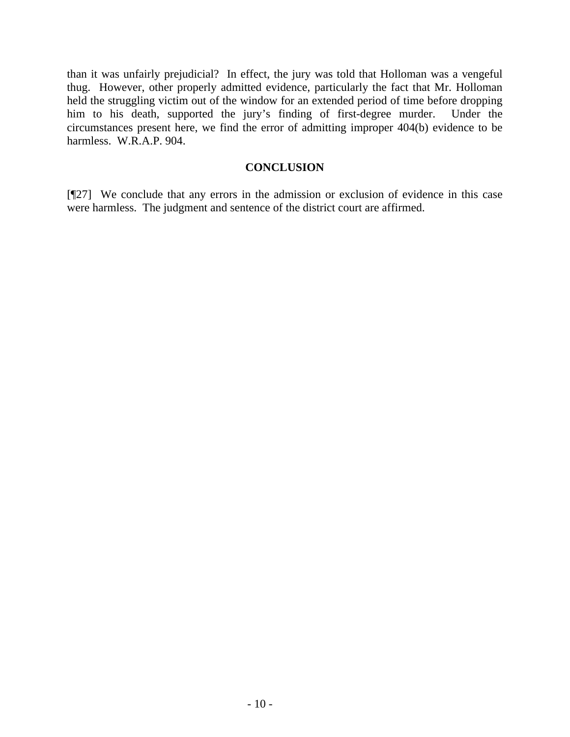than it was unfairly prejudicial? In effect, the jury was told that Holloman was a vengeful thug. However, other properly admitted evidence, particularly the fact that Mr. Holloman held the struggling victim out of the window for an extended period of time before dropping him to his death, supported the jury's finding of first-degree murder. Under the circumstances present here, we find the error of admitting improper 404(b) evidence to be harmless. W.R.A.P. 904.

## CONCLUSION

[¶27] We conclude that any errors in the admission or exclusion of evidence in this case were harmless. The judgment and sentence of the district court are affirmed.